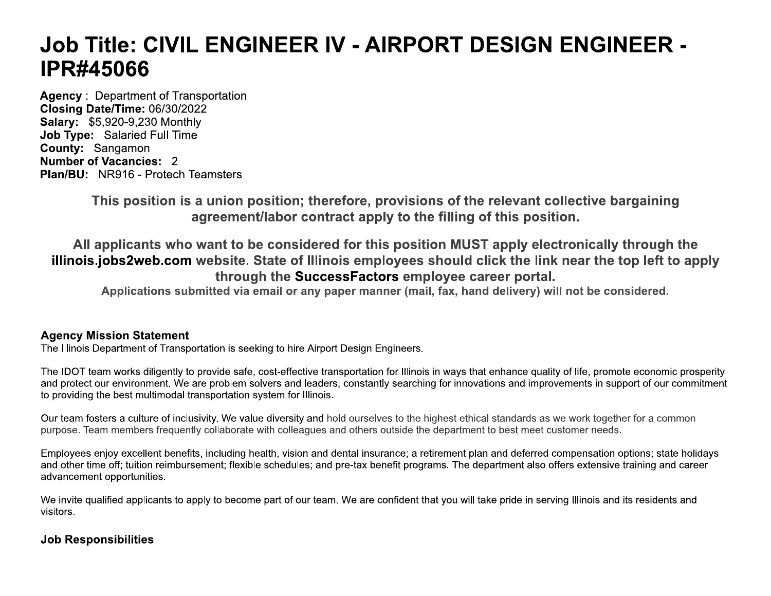# Job Title: CIVIL ENGINEER IV - AIRPORT DESIGN ENGINEER - IPR#45066

**Agency** : Department of Transportation
**Closing Date/Time:** 06/30/2022
**Salary:** $5,920-9,230 Monthly
**Job Type:** Salaried Full Time
**County:** Sangamon
**Number of Vacancies:** 2
**Plan/BU:** NR916 - Protech Teamsters

**This position is a union position; therefore, provisions of the relevant collective bargaining agreement/labor contract apply to the filling of this position.**

**All applicants who want to be considered for this position MUST apply electronically through the illinois.jobs2web.com website. State of Illinois employees should click the link near the top left to apply through the SuccessFactors employee career portal.**

**Applications submitted via email or any paper manner (mail, fax, hand delivery) will not be considered.**

## Agency Mission Statement

The Illinois Department of Transportation is seeking to hire Airport Design Engineers.

The IDOT team works diligently to provide safe, cost-effective transportation for Illinois in ways that enhance quality of life, promote economic prosperity and protect our environment. We are problem solvers and leaders, constantly searching for innovations and improvements in support of our commitment to providing the best multimodal transportation system for Illinois.

Our team fosters a culture of inclusivity. We value diversity and hold ourselves to the highest ethical standards as we work together for a common purpose. Team members frequently collaborate with colleagues and others outside the department to best meet customer needs.

Employees enjoy excellent benefits, including health, vision and dental insurance; a retirement plan and deferred compensation options; state holidays and other time off; tuition reimbursement; flexible schedules; and pre-tax benefit programs. The department also offers extensive training and career advancement opportunities.

We invite qualified applicants to apply to become part of our team. We are confident that you will take pride in serving Illinois and its residents and visitors.

## Job Responsibilities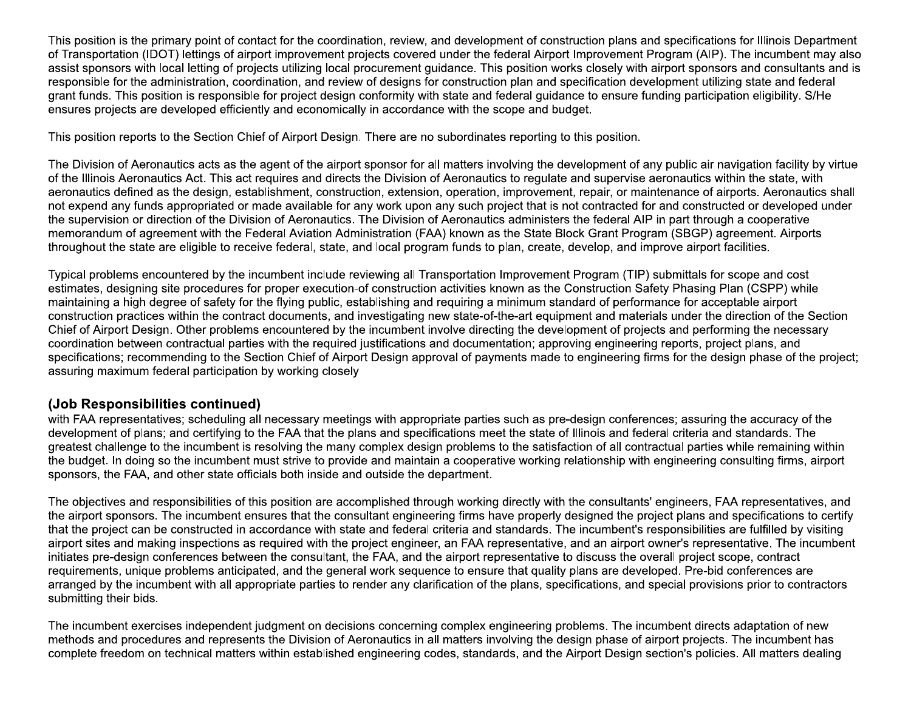This position is the primary point of contact for the coordination, review, and development of construction plans and specifications for Illinois Department of Transportation (IDOT) lettings of airport improvement projects covered under the federal Airport Improvement Program (AIP). The incumbent may also assist sponsors with local letting of projects utilizing local procurement guidance. This position works closely with airport sponsors and consultants and is responsible for the administration, coordination, and review of designs for construction plan and specification development utilizing state and federal grant funds. This position is responsible for project design conformity with state and federal guidance to ensure funding participation eligibility. S/He ensures projects are developed efficiently and economically in accordance with the scope and budget.

This position reports to the Section Chief of Airport Design. There are no subordinates reporting to this position.

The Division of Aeronautics acts as the agent of the airport sponsor for all matters involving the development of any public air navigation facility by virtue of the Illinois Aeronautics Act. This act requires and directs the Division of Aeronautics to regulate and supervise aeronautics within the state, with aeronautics defined as the design, establishment, construction, extension, operation, improvement, repair, or maintenance of airports. Aeronautics shall not expend any funds appropriated or made available for any work upon any such project that is not contracted for and constructed or developed under the supervision or direction of the Division of Aeronautics. The Division of Aeronautics administers the federal AIP in part through a cooperative memorandum of agreement with the Federal Aviation Administration (FAA) known as the State Block Grant Program (SBGP) agreement. Airports throughout the state are eligible to receive federal, state, and local program funds to plan, create, develop, and improve airport facilities.

Typical problems encountered by the incumbent include reviewing all Transportation Improvement Program (TIP) submittals for scope and cost estimates, designing site procedures for proper execution-of construction activities known as the Construction Safety Phasing Plan (CSPP) while maintaining a high degree of safety for the flying public, establishing and requiring a minimum standard of performance for acceptable airport construction practices within the contract documents, and investigating new state-of-the-art equipment and materials under the direction of the Section Chief of Airport Design. Other problems encountered by the incumbent involve directing the development of projects and performing the necessary coordination between contractual parties with the required justifications and documentation; approving engineering reports, project plans, and specifications; recommending to the Section Chief of Airport Design approval of payments made to engineering firms for the design phase of the project; assuring maximum federal participation by working closely

### (Job Responsibilities continued)

with FAA representatives; scheduling all necessary meetings with appropriate parties such as pre-design conferences; assuring the accuracy of the development of plans; and certifying to the FAA that the plans and specifications meet the state of Illinois and federal criteria and standards. The greatest challenge to the incumbent is resolving the many complex design problems to the satisfaction of all contractual parties while remaining within the budget. In doing so the incumbent must strive to provide and maintain a cooperative working relationship with engineering consulting firms, airport sponsors, the FAA, and other state officials both inside and outside the department.

The objectives and responsibilities of this position are accomplished through working directly with the consultants' engineers, FAA representatives, and the airport sponsors. The incumbent ensures that the consultant engineering firms have properly designed the project plans and specifications to certify that the project can be constructed in accordance with state and federal criteria and standards. The incumbent's responsibilities are fulfilled by visiting airport sites and making inspections as required with the project engineer, an FAA representative, and an airport owner's representative. The incumbent initiates pre-design conferences between the consultant, the FAA, and the airport representative to discuss the overall project scope, contract requirements, unique problems anticipated, and the general work sequence to ensure that quality plans are developed. Pre-bid conferences are arranged by the incumbent with all appropriate parties to render any clarification of the plans, specifications, and special provisions prior to contractors submitting their bids.

The incumbent exercises independent judgment on decisions concerning complex engineering problems. The incumbent directs adaptation of new methods and procedures and represents the Division of Aeronautics in all matters involving the design phase of airport projects. The incumbent has complete freedom on technical matters within established engineering codes, standards, and the Airport Design section's policies. All matters dealing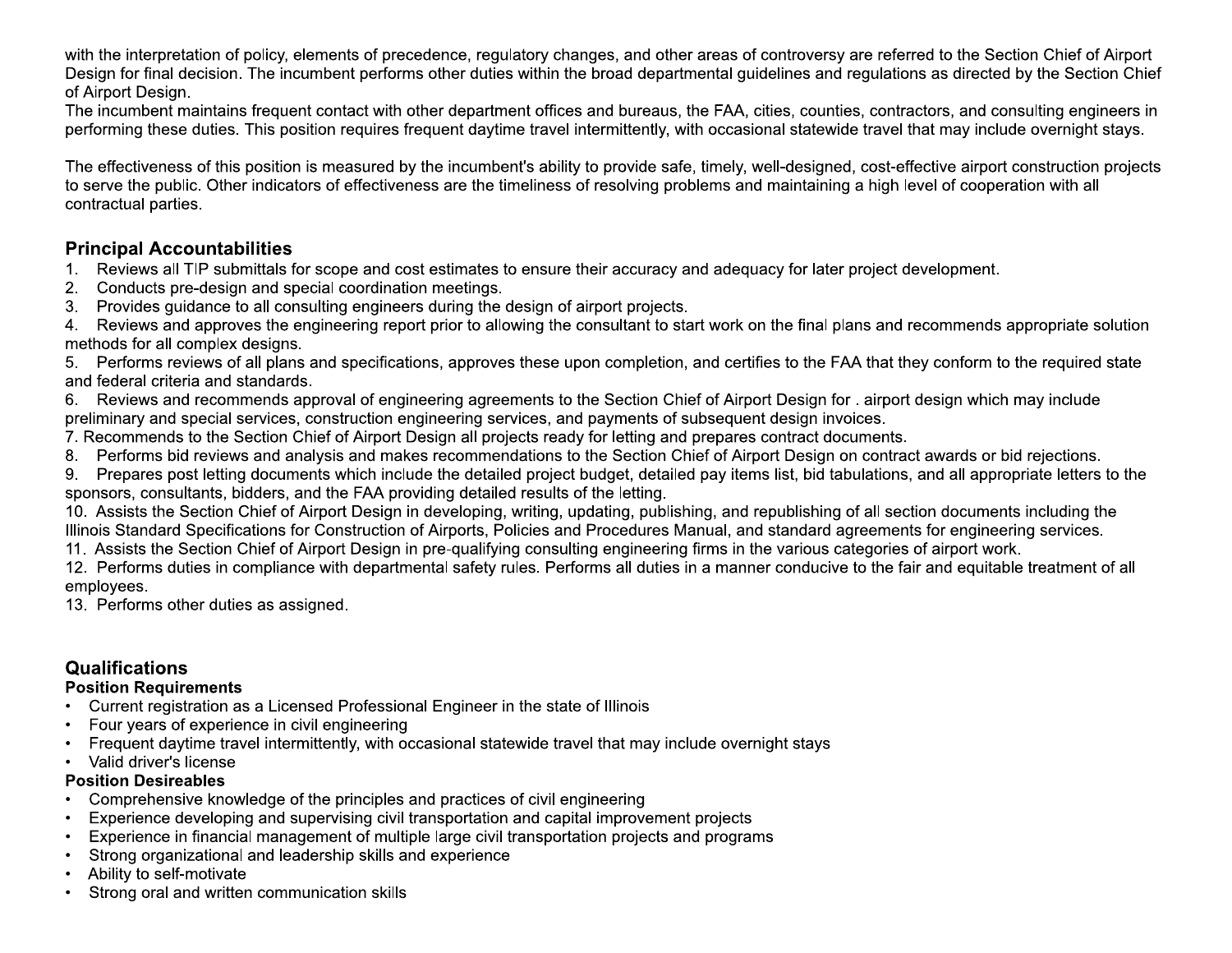with the interpretation of policy, elements of precedence, regulatory changes, and other areas of controversy are referred to the Section Chief of Airport Design for final decision. The incumbent performs other duties within the broad departmental guidelines and regulations as directed by the Section Chief of Airport Design.
The incumbent maintains frequent contact with other department offices and bureaus, the FAA, cities, counties, contractors, and consulting engineers in performing these duties. This position requires frequent daytime travel intermittently, with occasional statewide travel that may include overnight stays.

The effectiveness of this position is measured by the incumbent's ability to provide safe, timely, well-designed, cost-effective airport construction projects to serve the public. Other indicators of effectiveness are the timeliness of resolving problems and maintaining a high level of cooperation with all contractual parties.

## Principal Accountabilities

1. Reviews all TIP submittals for scope and cost estimates to ensure their accuracy and adequacy for later project development.
2. Conducts pre-design and special coordination meetings.
3. Provides guidance to all consulting engineers during the design of airport projects.
4. Reviews and approves the engineering report prior to allowing the consultant to start work on the final plans and recommends appropriate solution methods for all complex designs.
5. Performs reviews of all plans and specifications, approves these upon completion, and certifies to the FAA that they conform to the required state and federal criteria and standards.
6. Reviews and recommends approval of engineering agreements to the Section Chief of Airport Design for . airport design which may include preliminary and special services, construction engineering services, and payments of subsequent design invoices.
7. Recommends to the Section Chief of Airport Design all projects ready for letting and prepares contract documents.
8. Performs bid reviews and analysis and makes recommendations to the Section Chief of Airport Design on contract awards or bid rejections.
9. Prepares post letting documents which include the detailed project budget, detailed pay items list, bid tabulations, and all appropriate letters to the sponsors, consultants, bidders, and the FAA providing detailed results of the letting.
10. Assists the Section Chief of Airport Design in developing, writing, updating, publishing, and republishing of all section documents including the Illinois Standard Specifications for Construction of Airports, Policies and Procedures Manual, and standard agreements for engineering services.
11. Assists the Section Chief of Airport Design in pre-qualifying consulting engineering firms in the various categories of airport work.
12. Performs duties in compliance with departmental safety rules. Performs all duties in a manner conducive to the fair and equitable treatment of all employees.
13. Performs other duties as assigned.

## Qualifications

### Position Requirements

- Current registration as a Licensed Professional Engineer in the state of Illinois
- Four years of experience in civil engineering
- Frequent daytime travel intermittently, with occasional statewide travel that may include overnight stays
- Valid driver's license

### Position Desireables

- Comprehensive knowledge of the principles and practices of civil engineering
- Experience developing and supervising civil transportation and capital improvement projects
- Experience in financial management of multiple large civil transportation projects and programs
- Strong organizational and leadership skills and experience
- Ability to self-motivate
- Strong oral and written communication skills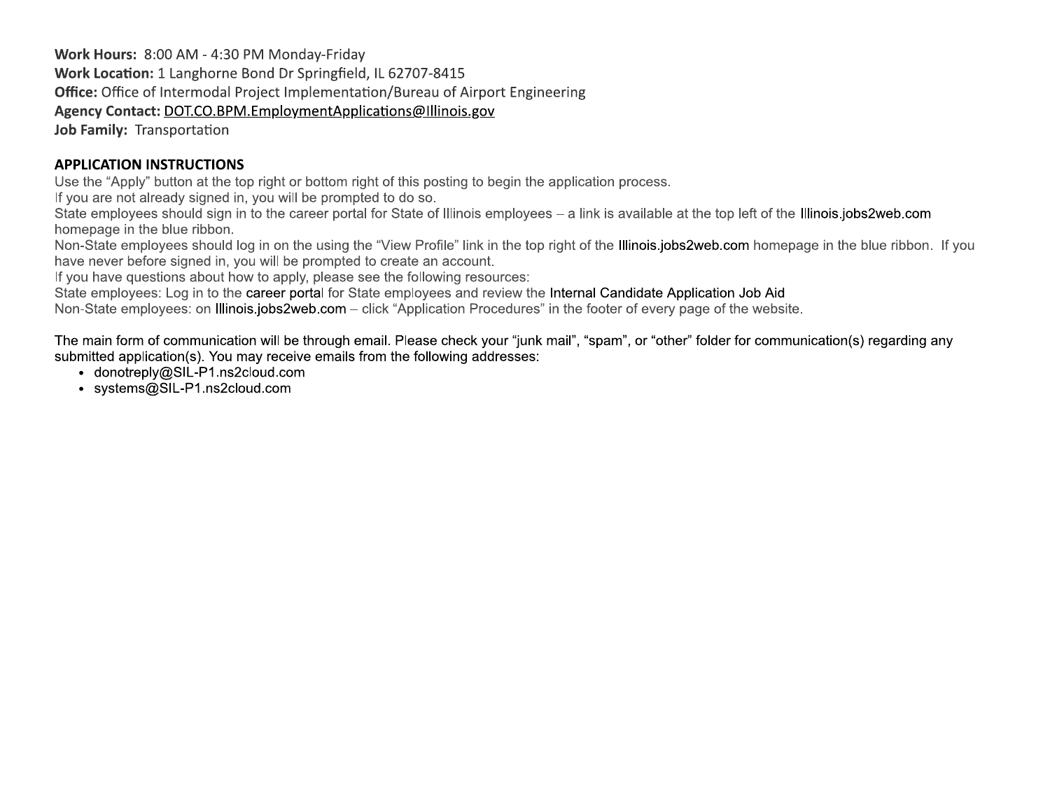**Work Hours:** 8:00 AM - 4:30 PM Monday-Friday
**Work Location:** 1 Langhorne Bond Dr Springfield, IL 62707-8415
**Office:** Office of Intermodal Project Implementation/Bureau of Airport Engineering
**Agency Contact:** DOT.CO.BPM.EmploymentApplications@Illinois.gov
**Job Family:** Transportation

**APPLICATION INSTRUCTIONS**

Use the "Apply" button at the top right or bottom right of this posting to begin the application process.
If you are not already signed in, you will be prompted to do so.
State employees should sign in to the career portal for State of Illinois employees – a link is available at the top left of the Illinois.jobs2web.com homepage in the blue ribbon.
Non-State employees should log in on the using the "View Profile" link in the top right of the Illinois.jobs2web.com homepage in the blue ribbon. If you have never before signed in, you will be prompted to create an account.
If you have questions about how to apply, please see the following resources:
State employees: Log in to the career portal for State employees and review the Internal Candidate Application Job Aid
Non-State employees: on Illinois.jobs2web.com – click "Application Procedures" in the footer of every page of the website.

The main form of communication will be through email. Please check your "junk mail", "spam", or "other" folder for communication(s) regarding any submitted application(s). You may receive emails from the following addresses:

- donotreply@SIL-P1.ns2cloud.com
- systems@SIL-P1.ns2cloud.com